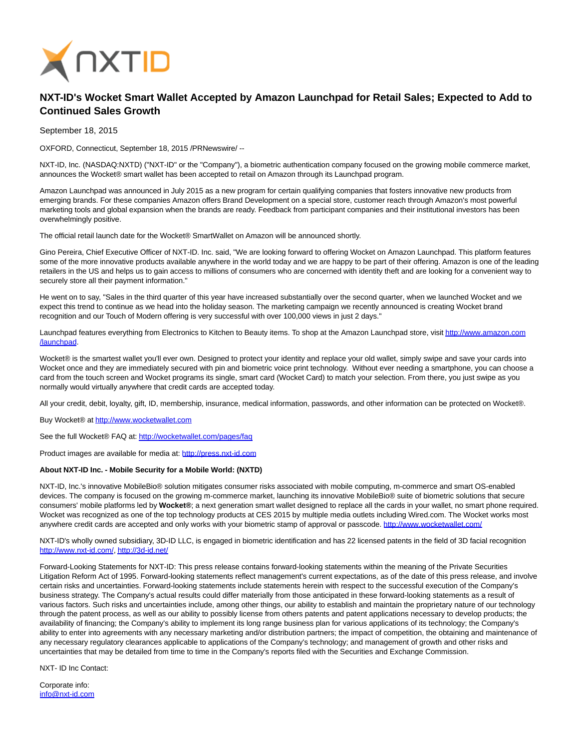# NXT-ID's Wocket Smart Wallet Accepted by Amazon Launchpad for Retail Sales; Expected to Add to Continued Sales Growth

September 18, 2015

OXFORD, Connecticut, September 18, 2015 /PRNewswire/ --

NXT-ID, Inc. (NASDAQ:NXTD) ("NXT-ID" or the "Company"), a biometric authentication company focused on the growing mobile commerce market, announces the Wocket® smart wallet has been accepted to retail on Amazon through its Launchpad program.

Amazon Launchpad was announced in July 2015 as a new program for certain qualifying companies that fosters innovative new products from emerging brands. For these companies Amazon offers Brand Development on a special store, customer reach through Amazon's most powerful marketing tools and global expansion when the brands are ready. Feedback from participant companies and their institutional investors has been overwhelmingly positive.

The official retail launch date for the Wocket® SmartWallet on Amazon will be announced shortly.

Gino Pereira, Chief Executive Officer of NXT-ID. Inc. said, "We are looking forward to offering Wocket on Amazon Launchpad. This platform features some of the more innovative products available anywhere in the world today and we are happy to be part of their offering. Amazon is one of the leading retailers in the US and helps us to gain access to millions of consumers who are concerned with identity theft and are looking for a convenient way to securely store all their payment information."

He went on to say, "Sales in the third quarter of this year have increased substantially over the second quarter, when we launched Wocket and we expect this trend to continue as we head into the holiday season. The marketing campaign we recently announced is creating Wocket brand recognition and our Touch of Modern offering is very successful with over 100,000 views in just 2 days."

Launchpad features everything from Electronics to Kitchen to Beauty items. To shop at the Amazon Launchpad store, visit http://www.amazon.com/launchpad.

Wocket® is the smartest wallet you'll ever own. Designed to protect your identity and replace your old wallet, simply swipe and save your cards into Wocket once and they are immediately secured with pin and biometric voice print technology. Without ever needing a smartphone, you can choose a card from the touch screen and Wocket programs its single, smart card (Wocket Card) to match your selection. From there, you just swipe as you normally would virtually anywhere that credit cards are accepted today.

All your credit, debit, loyalty, gift, ID, membership, insurance, medical information, passwords, and other information can be protected on Wocket®.

Buy Wocket® at http://www.wocketwallet.com

See the full Wocket® FAQ at: http://wocketwallet.com/pages/faq

Product images are available for media at: http://press.nxt-id.com

**About NXT-ID Inc. - Mobile Security for a Mobile World: (NXTD)**

NXT-ID, Inc.'s innovative MobileBio® solution mitigates consumer risks associated with mobile computing, m-commerce and smart OS-enabled devices. The company is focused on the growing m-commerce market, launching its innovative MobileBio® suite of biometric solutions that secure consumers' mobile platforms led by **Wocket®**; a next generation smart wallet designed to replace all the cards in your wallet, no smart phone required. Wocket was recognized as one of the top technology products at CES 2015 by multiple media outlets including Wired.com. The Wocket works most anywhere credit cards are accepted and only works with your biometric stamp of approval or passcode. http://www.wocketwallet.com/

NXT-ID's wholly owned subsidiary, 3D-ID LLC, is engaged in biometric identification and has 22 licensed patents in the field of 3D facial recognition http://www.nxt-id.com/, http://3d-id.net/

Forward-Looking Statements for NXT-ID: This press release contains forward-looking statements within the meaning of the Private Securities Litigation Reform Act of 1995. Forward-looking statements reflect management's current expectations, as of the date of this press release, and involve certain risks and uncertainties. Forward-looking statements include statements herein with respect to the successful execution of the Company's business strategy. The Company's actual results could differ materially from those anticipated in these forward-looking statements as a result of various factors. Such risks and uncertainties include, among other things, our ability to establish and maintain the proprietary nature of our technology through the patent process, as well as our ability to possibly license from others patents and patent applications necessary to develop products; the availability of financing; the Company's ability to implement its long range business plan for various applications of its technology; the Company's ability to enter into agreements with any necessary marketing and/or distribution partners; the impact of competition, the obtaining and maintenance of any necessary regulatory clearances applicable to applications of the Company's technology; and management of growth and other risks and uncertainties that may be detailed from time to time in the Company's reports filed with the Securities and Exchange Commission.

NXT- ID Inc Contact:

Corporate info:
info@nxt-id.com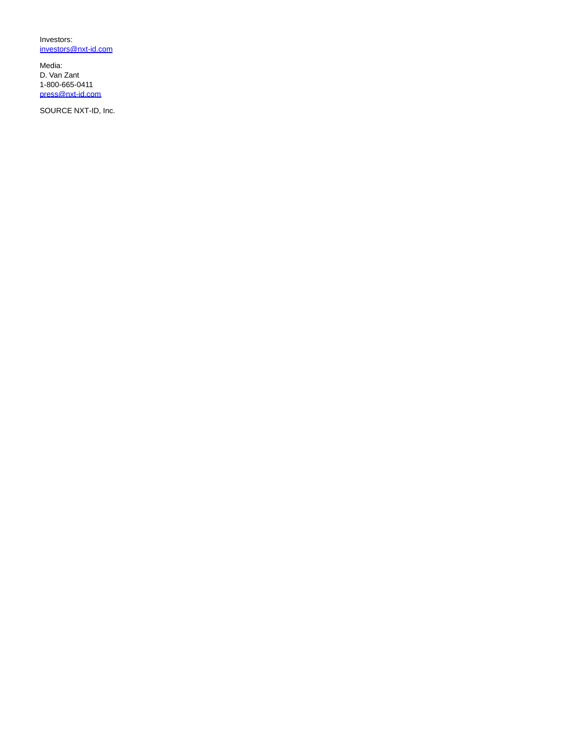Investors:
investors@nxt-id.com

Media:
D. Van Zant
1-800-665-0411
press@nxt-id.com

SOURCE NXT-ID, Inc.